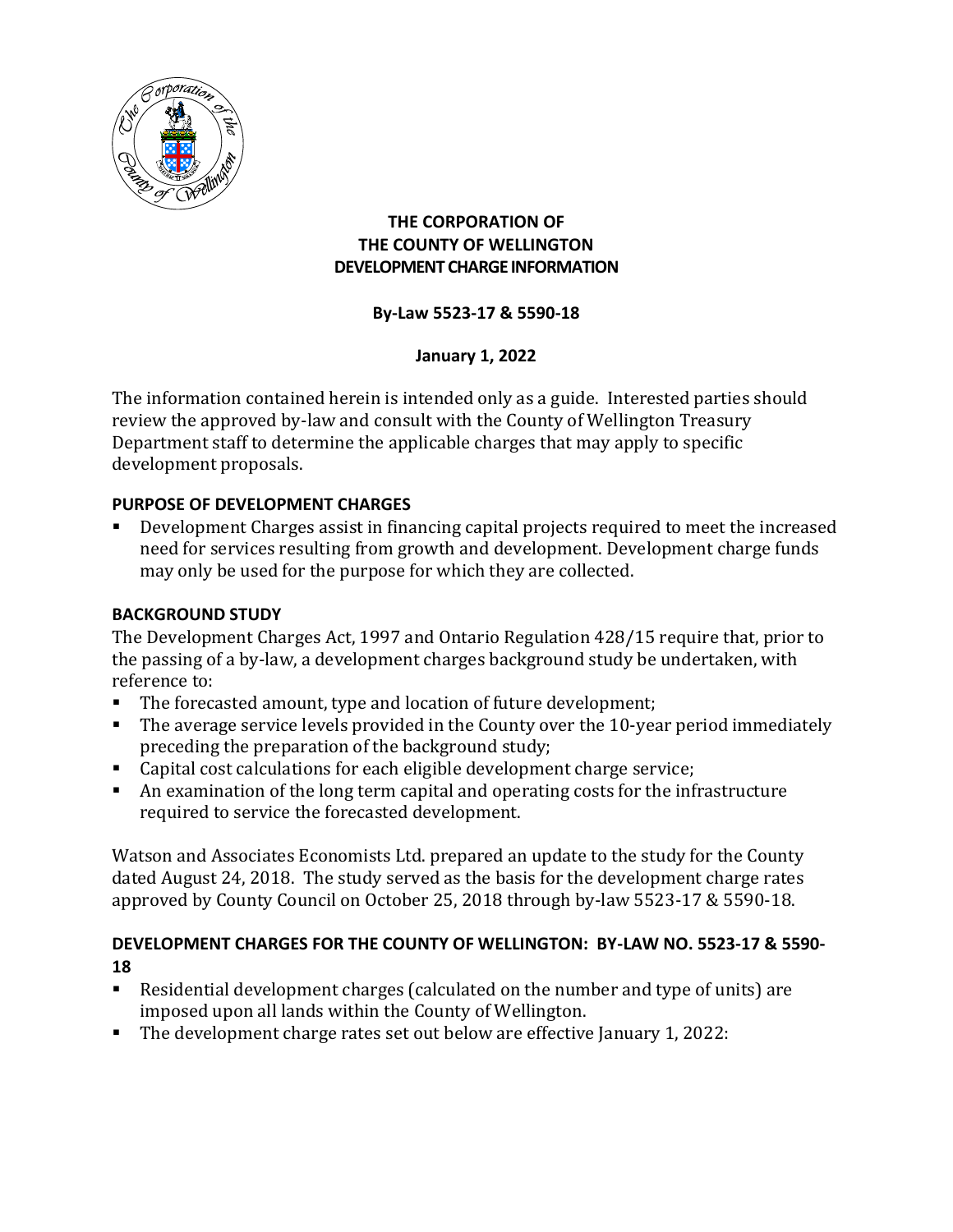**THE CORPORATION OF**
**THE COUNTY OF WELLINGTON**
**DEVELOPMENT CHARGE INFORMATION**

**By-Law 5523-17 & 5590-18**

**January 1, 2022**

The information contained herein is intended only as a guide. Interested parties should review the approved by-law and consult with the County of Wellington Treasury Department staff to determine the applicable charges that may apply to specific development proposals.

## PURPOSE OF DEVELOPMENT CHARGES

- Development Charges assist in financing capital projects required to meet the increased need for services resulting from growth and development. Development charge funds may only be used for the purpose for which they are collected.

## BACKGROUND STUDY

The Development Charges Act, 1997 and Ontario Regulation 428/15 require that, prior to the passing of a by-law, a development charges background study be undertaken, with reference to:

- The forecasted amount, type and location of future development;
- The average service levels provided in the County over the 10-year period immediately preceding the preparation of the background study;
- Capital cost calculations for each eligible development charge service;
- An examination of the long term capital and operating costs for the infrastructure required to service the forecasted development.

Watson and Associates Economists Ltd. prepared an update to the study for the County dated August 24, 2018. The study served as the basis for the development charge rates approved by County Council on October 25, 2018 through by-law 5523-17 & 5590-18.

## DEVELOPMENT CHARGES FOR THE COUNTY OF WELLINGTON: BY-LAW NO. 5523-17 & 5590-18

- Residential development charges (calculated on the number and type of units) are imposed upon all lands within the County of Wellington.
- The development charge rates set out below are effective January 1, 2022: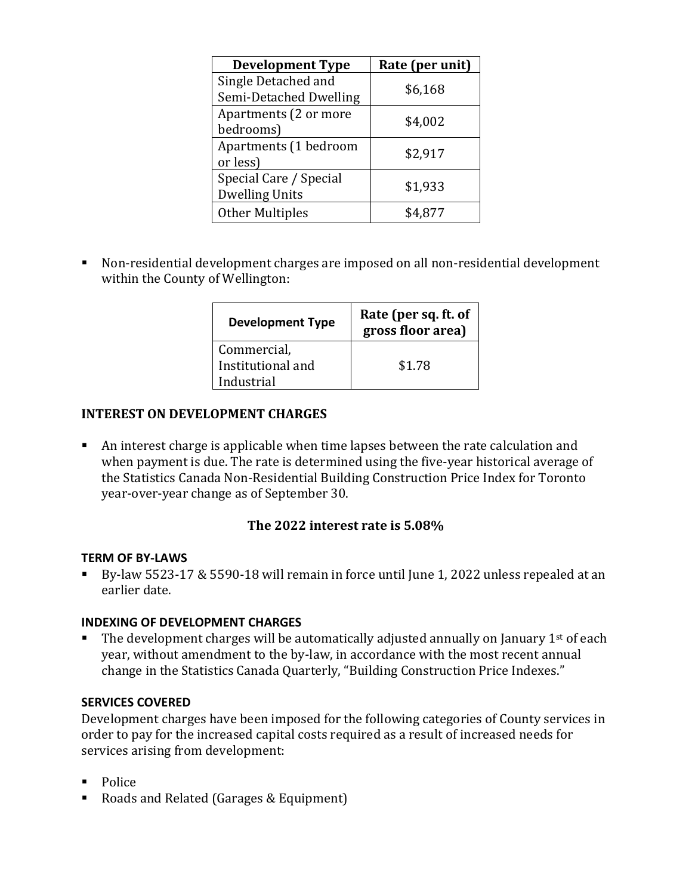| Development Type | Rate (per unit) |
| --- | --- |
| Single Detached and Semi-Detached Dwelling | $6,168 |
| Apartments (2 or more bedrooms) | $4,002 |
| Apartments (1 bedroom or less) | $2,917 |
| Special Care / Special Dwelling Units | $1,933 |
| Other Multiples | $4,877 |

- Non-residential development charges are imposed on all non-residential development within the County of Wellington:

| Development Type | Rate (per sq. ft. of gross floor area) |
| --- | --- |
| Commercial, Institutional and Industrial | $1.78 |

### INTEREST ON DEVELOPMENT CHARGES

- An interest charge is applicable when time lapses between the rate calculation and when payment is due. The rate is determined using the five-year historical average of the Statistics Canada Non-Residential Building Construction Price Index for Toronto year-over-year change as of September 30.

**The 2022 interest rate is 5.08%**

### TERM OF BY-LAWS

- By-law 5523-17 & 5590-18 will remain in force until June 1, 2022 unless repealed at an earlier date.

### INDEXING OF DEVELOPMENT CHARGES

- The development charges will be automatically adjusted annually on January 1st of each year, without amendment to the by-law, in accordance with the most recent annual change in the Statistics Canada Quarterly, "Building Construction Price Indexes."

### SERVICES COVERED

Development charges have been imposed for the following categories of County services in order to pay for the increased capital costs required as a result of increased needs for services arising from development:

- Police
- Roads and Related (Garages & Equipment)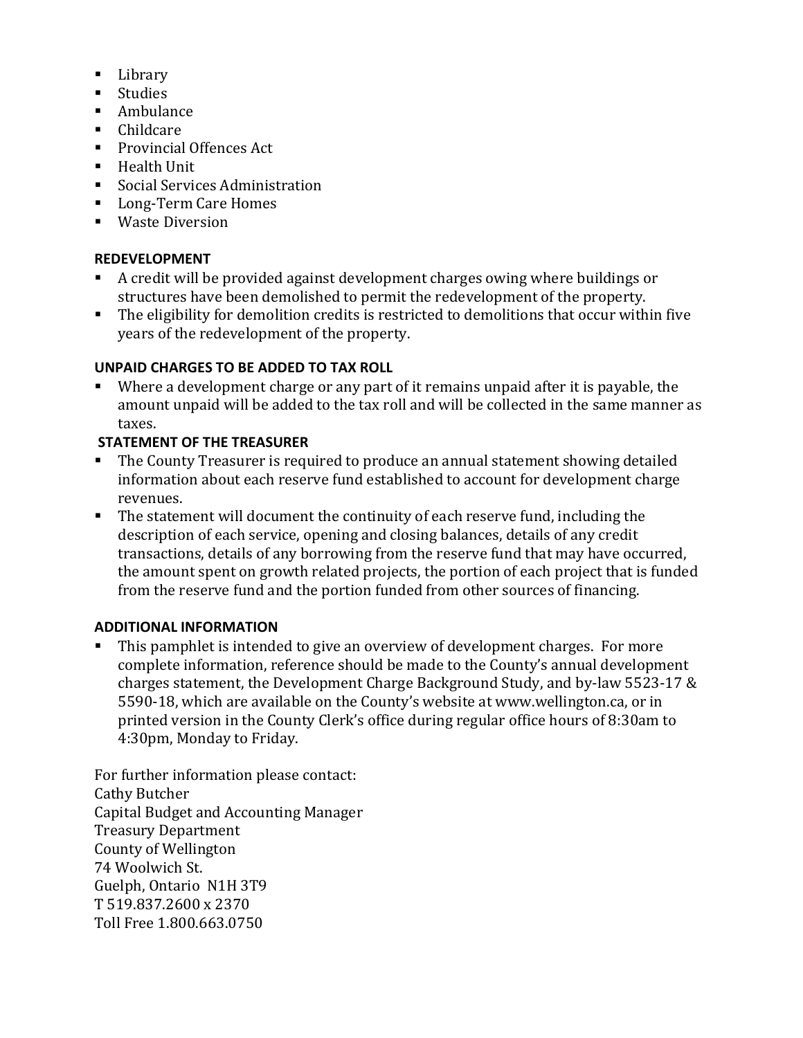- Library
- Studies
- Ambulance
- Childcare
- Provincial Offences Act
- Health Unit
- Social Services Administration
- Long-Term Care Homes
- Waste Diversion

**REDEVELOPMENT**

- A credit will be provided against development charges owing where buildings or structures have been demolished to permit the redevelopment of the property.
- The eligibility for demolition credits is restricted to demolitions that occur within five years of the redevelopment of the property.

**UNPAID CHARGES TO BE ADDED TO TAX ROLL**

- Where a development charge or any part of it remains unpaid after it is payable, the amount unpaid will be added to the tax roll and will be collected in the same manner as taxes.

**STATEMENT OF THE TREASURER**

- The County Treasurer is required to produce an annual statement showing detailed information about each reserve fund established to account for development charge revenues.
- The statement will document the continuity of each reserve fund, including the description of each service, opening and closing balances, details of any credit transactions, details of any borrowing from the reserve fund that may have occurred, the amount spent on growth related projects, the portion of each project that is funded from the reserve fund and the portion funded from other sources of financing.

**ADDITIONAL INFORMATION**

- This pamphlet is intended to give an overview of development charges. For more complete information, reference should be made to the County's annual development charges statement, the Development Charge Background Study, and by-law 5523-17 & 5590-18, which are available on the County's website at www.wellington.ca, or in printed version in the County Clerk's office during regular office hours of 8:30am to 4:30pm, Monday to Friday.

For further information please contact:
Cathy Butcher
Capital Budget and Accounting Manager
Treasury Department
County of Wellington
74 Woolwich St.
Guelph, Ontario N1H 3T9
T 519.837.2600 x 2370
Toll Free 1.800.663.0750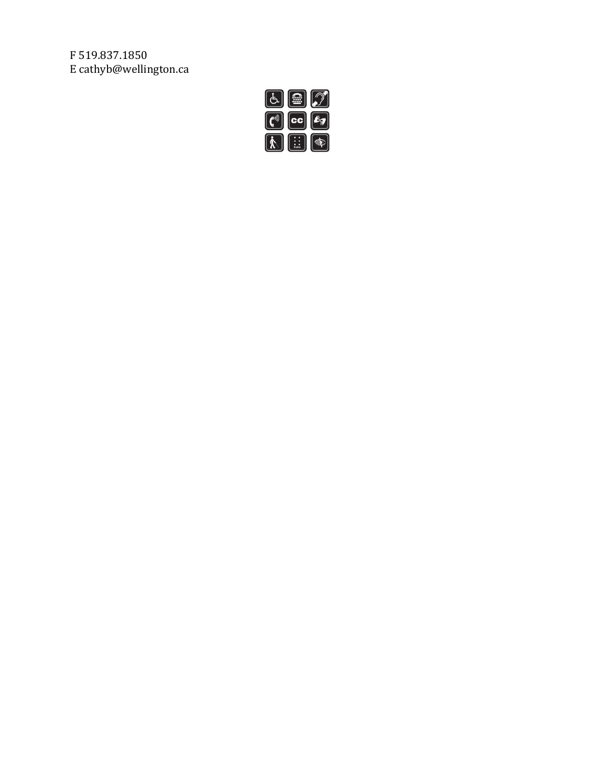F 519.837.1850
E cathyb@wellington.ca